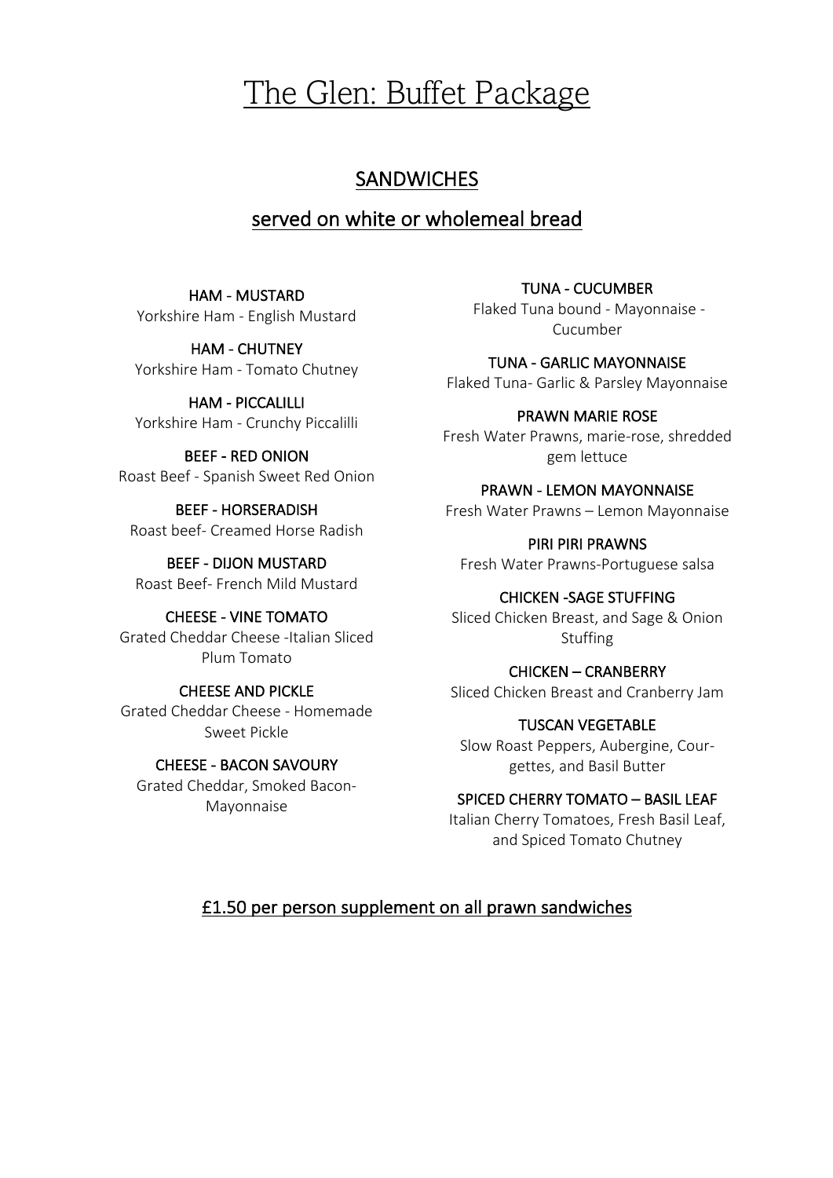# The Glen: Buffet Package

## SANDWICHES

### served on white or wholemeal bread

**HAM - MUSTARD**
Yorkshire Ham - English Mustard

**HAM - CHUTNEY**
Yorkshire Ham - Tomato Chutney

**HAM - PICCALILLI**
Yorkshire Ham - Crunchy Piccalilli

**BEEF - RED ONION**
Roast Beef - Spanish Sweet Red Onion

**BEEF - HORSERADISH**
Roast beef- Creamed Horse Radish

**BEEF - DIJON MUSTARD**
Roast Beef- French Mild Mustard

**CHEESE - VINE TOMATO**
Grated Cheddar Cheese -Italian Sliced Plum Tomato

**CHEESE AND PICKLE**
Grated Cheddar Cheese - Homemade Sweet Pickle

**CHEESE - BACON SAVOURY**
Grated Cheddar, Smoked Bacon- Mayonnaise

**TUNA - CUCUMBER**
Flaked Tuna bound - Mayonnaise - Cucumber

**TUNA - GARLIC MAYONNAISE**
Flaked Tuna- Garlic & Parsley Mayonnaise

**PRAWN MARIE ROSE**
Fresh Water Prawns, marie-rose, shredded gem lettuce

**PRAWN - LEMON MAYONNAISE**
Fresh Water Prawns – Lemon Mayonnaise

**PIRI PIRI PRAWNS**
Fresh Water Prawns-Portuguese salsa

**CHICKEN -SAGE STUFFING**
Sliced Chicken Breast, and Sage & Onion Stuffing

**CHICKEN – CRANBERRY**
Sliced Chicken Breast and Cranberry Jam

**TUSCAN VEGETABLE**
Slow Roast Peppers, Aubergine, Courgettes, and Basil Butter

**SPICED CHERRY TOMATO – BASIL LEAF**
Italian Cherry Tomatoes, Fresh Basil Leaf, and Spiced Tomato Chutney

£1.50 per person supplement on all prawn sandwiches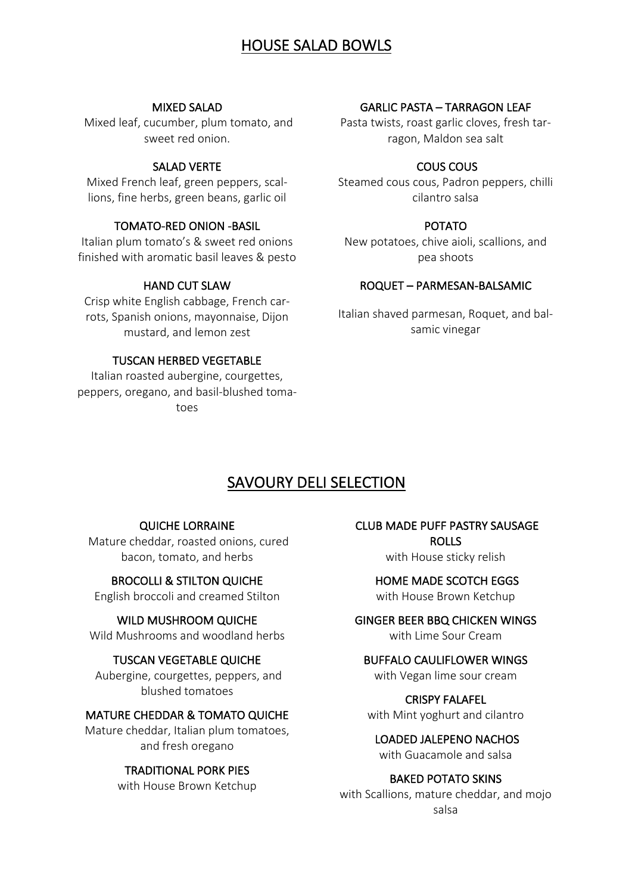## HOUSE SALAD BOWLS

### MIXED SALAD
Mixed leaf, cucumber, plum tomato, and sweet red onion.

### SALAD VERTE
Mixed French leaf, green peppers, scallions, fine herbs, green beans, garlic oil

### TOMATO-RED ONION -BASIL
Italian plum tomato's & sweet red onions finished with aromatic basil leaves & pesto

### HAND CUT SLAW
Crisp white English cabbage, French carrots, Spanish onions, mayonnaise, Dijon mustard, and lemon zest

### TUSCAN HERBED VEGETABLE
Italian roasted aubergine, courgettes, peppers, oregano, and basil-blushed tomatoes

### GARLIC PASTA – TARRAGON LEAF
Pasta twists, roast garlic cloves, fresh tarragon, Maldon sea salt

### COUS COUS
Steamed cous cous, Padron peppers, chilli cilantro salsa

### POTATO
New potatoes, chive aioli, scallions, and pea shoots

### ROQUET – PARMESAN-BALSAMIC
Italian shaved parmesan, Roquet, and balsamic vinegar

## SAVOURY DELI SELECTION

### QUICHE LORRAINE
Mature cheddar, roasted onions, cured bacon, tomato, and herbs

### BROCOLLI & STILTON QUICHE
English broccoli and creamed Stilton

### WILD MUSHROOM QUICHE
Wild Mushrooms and woodland herbs

### TUSCAN VEGETABLE QUICHE
Aubergine, courgettes, peppers, and blushed tomatoes

### MATURE CHEDDAR & TOMATO QUICHE
Mature cheddar, Italian plum tomatoes, and fresh oregano

### TRADITIONAL PORK PIES
with House Brown Ketchup

### CLUB MADE PUFF PASTRY SAUSAGE ROLLS
with House sticky relish

### HOME MADE SCOTCH EGGS
with House Brown Ketchup

### GINGER BEER BBQ CHICKEN WINGS
with Lime Sour Cream

### BUFFALO CAULIFLOWER WINGS
with Vegan lime sour cream

### CRISPY FALAFEL
with Mint yoghurt and cilantro

### LOADED JALEPENO NACHOS
with Guacamole and salsa

### BAKED POTATO SKINS
with Scallions, mature cheddar, and mojo salsa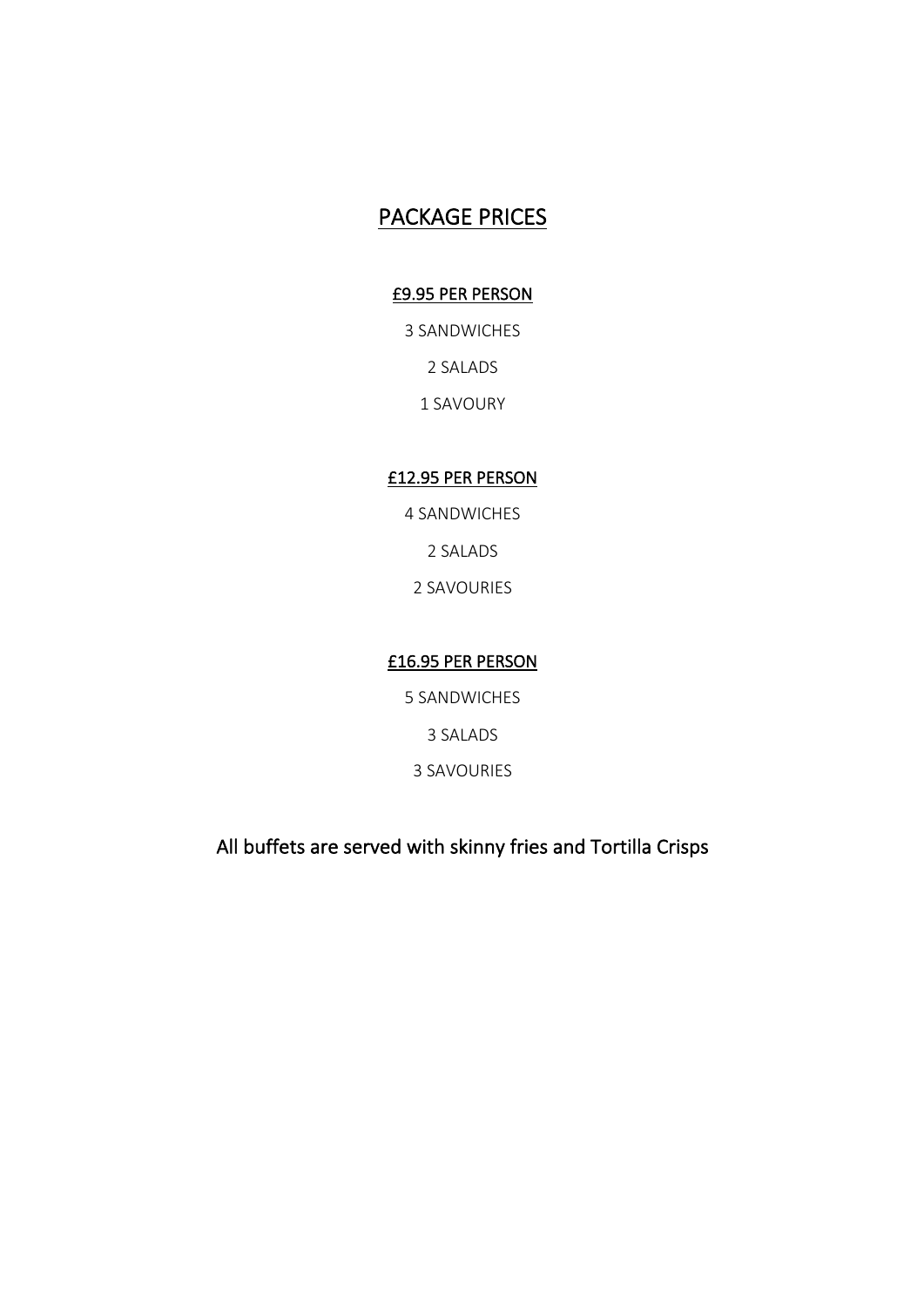# PACKAGE PRICES

**£9.95 PER PERSON**

3 SANDWICHES

2 SALADS

1 SAVOURY

**£12.95 PER PERSON**

4 SANDWICHES

2 SALADS

2 SAVOURIES

**£16.95 PER PERSON**

5 SANDWICHES

3 SALADS

3 SAVOURIES

All buffets are served with skinny fries and Tortilla Crisps